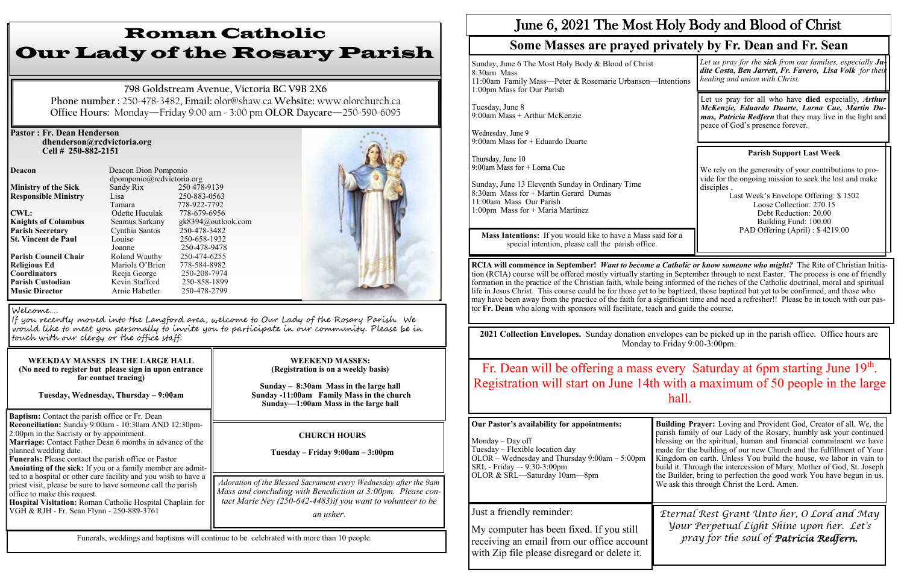# Roman Catholic Our Lady of the Rosary Parish

798 Goldstream Avenue, Victoria BC V9B 2X6
**Phone number** : 250-478-3482, **Email:** olor@shaw.ca **Website:** www.olorchurch.ca
**Office Hours:** Monday—Friday 9:00 am - 3:00 pm **OLOR Daycare**—250-590-6095

**Pastor : Fr. Dean Henderson**
**dhenderson@rcdvictoria.org**
**Cell # 250-882-2151**

| | | |
|---|---|---|
| **Deacon** | Deacon Dion Pomponio dpomponio@rcdvictoria.org | |
| **Ministry of the Sick** | Sandy Rix | 250 478-9139 |
| **Responsible Ministry** | Lisa | 250-883-0563 |
| | Tamara | 778-922-7792 |
| **CWL:** | Odette Huculak | 778-679-6956 |
| **Knights of Columbus** | Seamus Sarkany | gk8394@outlook.com |
| **Parish Secretary** | Cynthia Santos | 250-478-3482 |
| **St. Vincent de Paul** | Louise | 250-658-1932 |
| | Joanne | 250-478-9478 |
| **Parish Council Chair** | Roland Wauthy | 250-474-6255 |
| **Religious Ed** | Mariola O'Brien | 778-584-8982 |
| **Coordinators** | Reeja George | 250-208-7974 |
| **Parish Custodian** | Kevin Stafford | 250-858-1899 |
| **Music Director** | Arnie Habetler | 250-478-2799 |

Welcome....
If you recently moved into the Langford area, welcome to Our Lady of the Rosary Parish. We would like to meet you personally to invite you to participate in our community. Please be in touch with our clergy or the office staff.

**WEEKDAY MASSES IN THE LARGE HALL**
**(No need to register but please sign in upon entrance for contact tracing)**

**Tuesday, Wednesday, Thursday – 9:00am**

**WEEKEND MASSES:**
**(Registration is on a weekly basis)**

**Sunday – 8:30am Mass in the large hall**
**Sunday -11:00am Family Mass in the church**
**Sunday—1:00am Mass in the large hall**

**Baptism:** Contact the parish office or Fr. Dean
**Reconciliation:** Sunday 9:00am - 10:30am AND 12:30pm-2:00pm in the Sacristy or by appointment.
**Marriage:** Contact Father Dean 6 months in advance of the planned wedding date.
**Funerals:** Please contact the parish office or Pastor
**Anointing of the sick:** If you or a family member are admitted to a hospital or other care facility and you wish to have a priest visit, please be sure to have someone call the parish office to make this request.
**Hospital Visitation:** Roman Catholic Hospital Chaplain for VGH & RJH - Fr. Sean Flynn - 250-889-3761

**CHURCH HOURS**

**Tuesday – Friday 9:00am – 3:00pm**

*Adoration of the Blessed Sacrament every Wednesday after the 9am Mass and concluding with Benediction at 3:00pm. Please contact Marie Ney (250-642-4483)if you want to volunteer to be an usher.*

Funerals, weddings and baptisms will continue to be celebrated with more than 10 people.

# June 6, 2021 The Most Holy Body and Blood of Christ

## Some Masses are prayed privately by Fr. Dean and Fr. Sean

Sunday, June 6 The Most Holy Body & Blood of Christ
8:30am Mass
11:00am Family Mass—Peter & Rosemarie Urbanson—Intentions
1:00pm Mass for Our Parish

Tuesday, June 8
9:00am Mass + Arthur McKenzie

Wednesday, June 9
9:00am Mass for + Eduardo Duarte

Thursday, June 10
9:00am Mass for + Lorna Cue

Sunday, June 13 Eleventh Sunday in Ordinary Time
8:30am Mass for + Martin Gerard Dumas
11:00am Mass Our Parish
1:00pm Mass for + Maria Martinez

**Mass Intentions:** If you would like to have a Mass said for a special intention, please call the parish office.

*Let us pray for the **sick** from our families, especially **Judite Costa, Ben Jarrett, Fr. Favero, Lisa Volk** for their healing and union with Christ.*

Let us pray for all who have **died** especially, ***Arthur McKenzie, Eduardo Duarte, Lorna Cue, Martin Dumas, Patricia Redfern*** that they may live in the light and peace of God's presence forever.

**Parish Support Last Week**

We rely on the generosity of your contributions to provide for the ongoing mission to seek the lost and make disciples .

Last Week's Envelope Offering: $ 1502
Loose Collection: 270.15
Debt Reduction: 20.00
Building Fund: 100.00
PAD Offering (April) : $ 4219.00

**RCIA will commence in September!** ***Want to become a Catholic or know someone who might?*** The Rite of Christian Initiation (RCIA) course will be offered mostly virtually starting in September through to next Easter. The process is one of friendly formation in the practice of the Christian faith, while being informed of the riches of the Catholic doctrinal, moral and spiritual life in Jesus Christ. This course could be for those yet to be baptized, those baptized but yet to be confirmed, and those who may have been away from the practice of the faith for a significant time and need a refresher!! Please be in touch with our pastor **Fr. Dean** who along with sponsors will facilitate, teach and guide the course.

**2021 Collection Envelopes.** Sunday donation envelopes can be picked up in the parish office. Office hours are Monday to Friday 9:00-3:00pm.

Fr. Dean will be offering a mass every Saturday at 6pm starting June 19th. Registration will start on June 14th with a maximum of 50 people in the large hall.

**Our Pastor's availability for appointments:**

Monday – Day off
Tuesday – Flexible location day
OLOR – Wednesday and Thursday 9:00am – 5:00pm
SRL - Friday –- 9:30-3:00pm
OLOR & SRL—Saturday 10am—8pm

**Building Prayer:** Loving and Provident God, Creator of all. We, the parish family of our Lady of the Rosary, humbly ask your continued blessing on the spiritual, human and financial commitment we have made for the building of our new Church and the fulfillment of Your Kingdom on earth. Unless You build the house, we labor in vain to build it. Through the intercession of Mary, Mother of God, St. Joseph the Builder, bring to perfection the good work You have begun in us. We ask this through Christ the Lord. Amen.

Just a friendly reminder:

My computer has been fixed. If you still receiving an email from our office account with Zip file please disregard or delete it.

*Eternal Rest Grant Unto her, O Lord and May Your Perpetual Light Shine upon her. Let's pray for the soul of **Patricia Redfern.***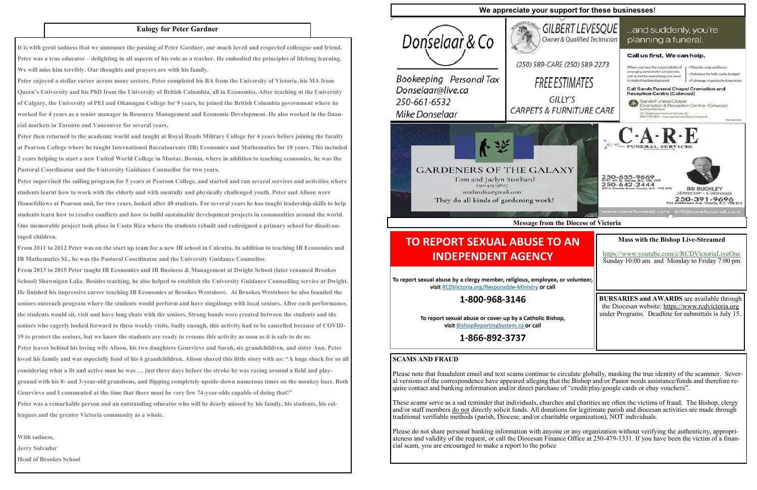## Eulogy for Peter Gardner

It is with great sadness that we announce the passing of Peter Gardner, our much loved and respected colleague and friend. Peter was a true educator – delighting in all aspects of his role as a teacher. He embodied the principles of lifelong learning. We will miss him terribly. Our thoughts and prayers are with his family.

Peter enjoyed a stellar career across many sectors. Peter completed his BA from the University of Victoria, his MA from Queen's University and his PhD from the University of British Columbia, all in Economics. After teaching at the University of Calgary, the University of PEI and Okanagan College for 9 years, he joined the British Columbia government where he worked for 4 years as a senior manager in Resource Management and Economic Development. He also worked in the financial markets in Toronto and Vancouver for several years.

Peter then returned to the academic world and taught at Royal Roads Military College for 4 years before joining the faculty at Pearson College where he taught International Baccalaureate (IB) Economics and Mathematics for 18 years. This included 2 years helping to start a new United World College in Mostar, Bosnia, where in addition to teaching economics, he was the Pastoral Coordinator and the University Guidance Counsellor for two years.

Peter supervised the sailing program for 5 years at Pearson College, and started and ran several services and activities where students learnt how to work with the elderly and with mentally and physically challenged youth. Peter and Alison were Housefellows at Pearson and, for two years, looked after 40 students. For several years he has taught leadership skills to help students learn how to resolve conflicts and how to build sustainable development projects in communities around the world. One memorable project took place in Costa Rica where the students rebuilt and redesigned a primary school for disadvantaged children.

From 2011 to 2012 Peter was on the start up team for a new IB school in Calcutta. In addition to teaching IB Economics and IB Mathematics SL, he was the Pastoral Coordinator and the University Guidance Counsellor.

From 2013 to 2015 Peter taught IB Economics and IB Business & Management at Dwight School (later renamed Brookes School) Shawnigan Lake. Besides teaching, he also helped to establish the University Guidance Counselling service at Dwight. He finished his impressive career teaching IB Economics at Brookes Westshore. At Brookes Westshore he also founded the seniors outreach program where the students would perform and have singalongs with local seniors. After each performance, the students would sit, visit and have long chats with the seniors. Strong bonds were created between the students and the seniors who eagerly looked forward to these weekly visits. Sadly enough, this activity had to be cancelled because of COVID-19 to protect the seniors, but we know the students are ready to resume this activity as soon as it is safe to do so.

Peter leaves behind his loving wife Alison, his two daughters Genevieve and Sarah, six grandchildren, and sister Ann. Peter loved his family and was especially fond of his 6 grandchildren. Alison shared this little story with us: "A huge shock for us all considering what a fit and active man he was … just three days before the stroke he was racing around a field and playground with his 8- and 3-year-old grandsons, and flipping completely upside-down numerous times on the monkey bars. Both Genevieve and I commented at the time that there must be very few 74-year-olds capable of doing that!"

Peter was a remarkable person and an outstanding educator who will be dearly missed by his family, his students, his colleagues and the greater Victoria community as a whole.

With sadness,

Jerry Salvador

Head of Brookes School

## We appreciate your support for these businesses!

**Donselaar & Co**
Bookeeping Personal Tax
Donselaar@live.ca
250-661-6532
Mike Donselaar

**GILBERT LEVESQUE**
Owner & Qualified Technician
(250) 589-CARE (250) 589-2273
FREE ESTIMATES
GILLY'S CARPETS & FURNITURE CARE

…and suddenly, you're planning a funeral.
Call us first. We can help.
When you have the responsibility of arranging services for a loved one, call us first for everything you need to make the planning easier.
• Step-by-step guidance
• Solutions for faith, taste, budget
• Full range of products & services
Call Sands Funeral Chapel Cremation and Reception Centre (Colwood)
Sands Funeral Chapel Cremation & Reception Centre - Colwood
by Arbor Memorial
317 Goldstream Avenue, Victoria, BC
250-478-3821 • www.sandsfuneral.com/colwood

**GARDENERS OF THE GALAXY**
Tom and Jaclyn Stothard
250-415-9827
stothard62@gmail.com
They do all kinds of gardening work!

**C·A·R·E FUNERAL SERVICES**
250-655-9669
9787 4th St. Sidney, B.C. V8L 2Y9
250-642-2444
2014 Shields Road, Sooke, B.C. V9Z 0T8
Bill BUCKLEY
(Director - Colwood)
250-391-9696
934 Goldstream Ave. Victoria, B.C. V9B 2Y4
www.carefuneral.com bill@carefuneral.com

## Message from the Diocese of Victoria

### TO REPORT SEXUAL ABUSE TO AN INDEPENDENT AGENCY

To report sexual abuse by a clergy member, religious, employee, or volunteer, visit RCDVictoria.org/Responsible-Ministry or call

**1-800-968-3146**

To report sexual abuse or cover-up by a Catholic Bishop, visit BishopReportingSystem.ca or call

**1-866-892-3737**

**Mass with the Bishop Live-Streamed**

https://www.youtube.com/c/RCDVictoriaLiveOne
Sunday 10:00 am and Monday to Friday 7:00 pm

**BURSARIES and AWARDS** are available through the Diocesan website: https://www.rcdvictoria.org under Programs. Deadline for submittals is July 15.

**SCAMS AND FRAUD**

Please note that fraudulent email and text scams continue to circulate globally, masking the true identity of the scammer. Several versions of the correspondence have appeared alleging that the Bishop and/or Pastor needs assistance/funds and therefore require contact and banking information and/or direct purchase of "credit/play/google cards or ebay vouchers".

These scams serve as a sad reminder that individuals, churches and charities are often the victims of fraud. The Bishop, clergy and/or staff members do not directly solicit funds. All donations for legitimate parish and diocesan activities are made through traditional verifiable methods (parish, Diocese, and/or charitable organization), NOT individuals.

Please do not share personal banking information with anyone or any organization without verifying the authenticity, appropriateness and validity of the request, or call the Diocesan Finance Office at 250-479-1331. If you have been the victim of a financial scam, you are encouraged to make a report to the police